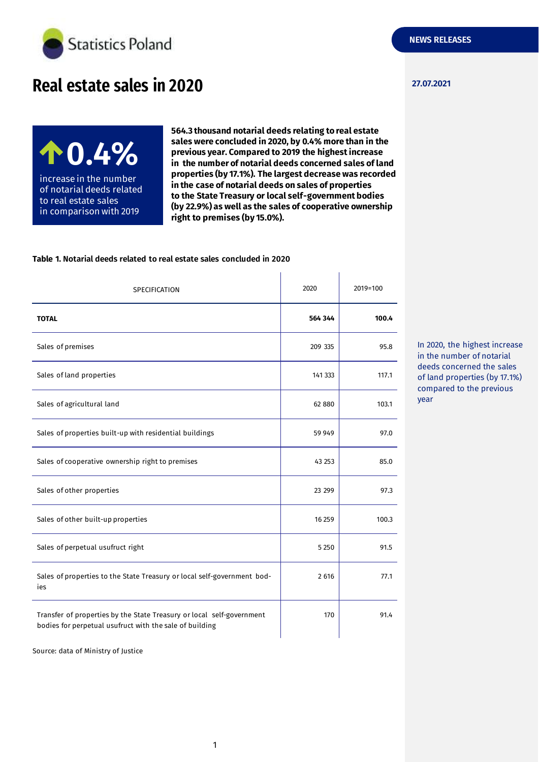Statistics Poland

NEWS RELEASES

27.07.2021

# Real estate sales in 2020

**↑0.4%**

increase in the number of notarial deeds related to real estate sales in comparison with 2019

**564.3 thousand notarial deeds relating to real estate sales were concluded in 2020, by 0.4% more than in the previous year. Compared to 2019 the highest increase in the number of notarial deeds concerned sales of land properties (by 17.1%). The largest decrease was recorded in the case of notarial deeds on sales of properties to the State Treasury or local self-government bodies (by 22.9%) as well as the sales of cooperative ownership right to premises (by 15.0%).**

In 2020, the highest increase in the number of notarial deeds concerned the sales of land properties (by 17.1%) compared to the previous year

**Table 1. Notarial deeds related to real estate sales concluded in 2020**

| SPECIFICATION | 2020 | 2019=100 |
|---|---|---|
| **TOTAL** | **564 344** | **100.4** |
| Sales of premises | 209 335 | 95.8 |
| Sales of land properties | 141 333 | 117.1 |
| Sales of agricultural land | 62 880 | 103.1 |
| Sales of properties built-up with residential buildings | 59 949 | 97.0 |
| Sales of cooperative ownership right to premises | 43 253 | 85.0 |
| Sales of other properties | 23 299 | 97.3 |
| Sales of other built-up properties | 16 259 | 100.3 |
| Sales of perpetual usufruct right | 5 250 | 91.5 |
| Sales of properties to the State Treasury or local self-government bodies | 2 616 | 77.1 |
| Transfer of properties by the State Treasury or local self-government bodies for perpetual usufruct with the sale of building | 170 | 91.4 |

Source: data of Ministry of Justice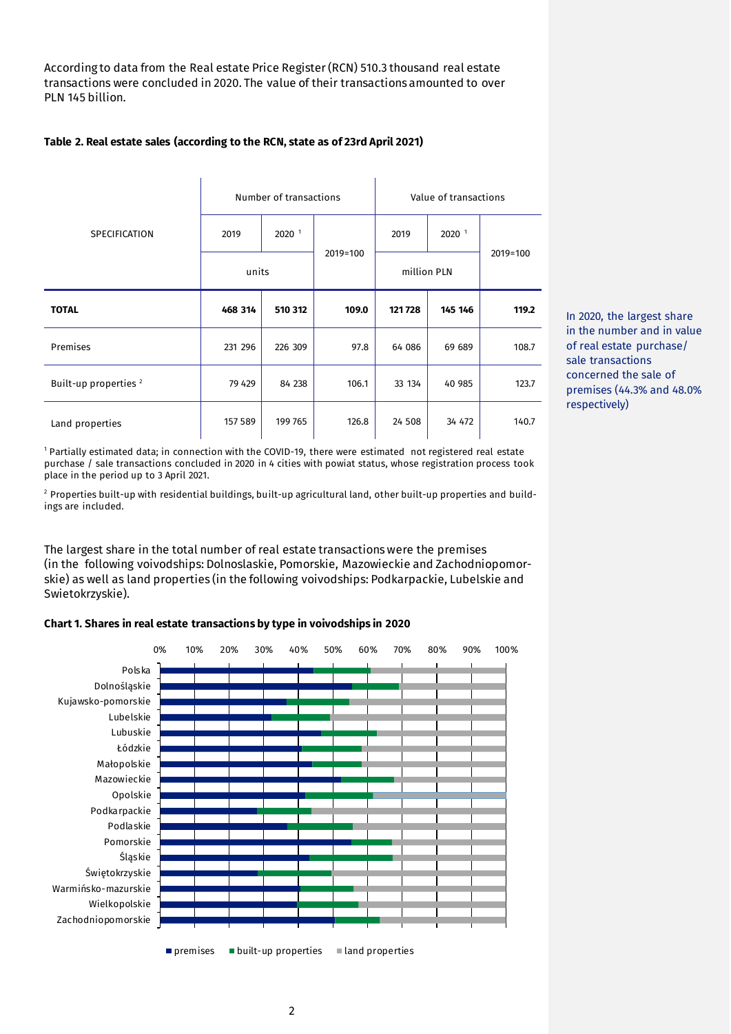According to data from the Real estate Price Register (RCN) 510.3 thousand real estate transactions were concluded in 2020. The value of their transactions amounted to over PLN 145 billion.

**Table 2. Real estate sales (according to the RCN, state as of 23rd April 2021)**

| SPECIFICATION | Number of transactions | | | Value of transactions | | |
|---|---|---|---|---|---|---|
| | 2019 | 2020 [1] | 2019=100 | 2019 | 2020 [1] | 2019=100 |
| | units | | | million PLN | | |
| **TOTAL** | **468 314** | **510 312** | **109.0** | **121 728** | **145 146** | **119.2** |
| Premises | 231 296 | 226 309 | 97.8 | 64 086 | 69 689 | 108.7 |
| Built-up properties [2] | 79 429 | 84 238 | 106.1 | 33 134 | 40 985 | 123.7 |
| Land properties | 157 589 | 199 765 | 126.8 | 24 508 | 34 472 | 140.7 |

[1] Partially estimated data; in connection with the COVID-19, there were estimated not registered real estate purchase / sale transactions concluded in 2020 in 4 cities with powiat status, whose registration process took place in the period up to 3 April 2021.

[2] Properties built-up with residential buildings, built-up agricultural land, other built-up properties and buildings are included.

In 2020, the largest share in the number and in value of real estate purchase/ sale transactions concerned the sale of premises (44.3% and 48.0% respectively)

The largest share in the total number of real estate transactions were the premises (in the following voivodships: Dolnoslaskie, Pomorskie, Mazowieckie and Zachodniopomorskie) as well as land properties (in the following voivodships: Podkarpackie, Lubelskie and Swietokrzyskie).

**Chart 1. Shares in real estate transactions by type in voivodships in 2020**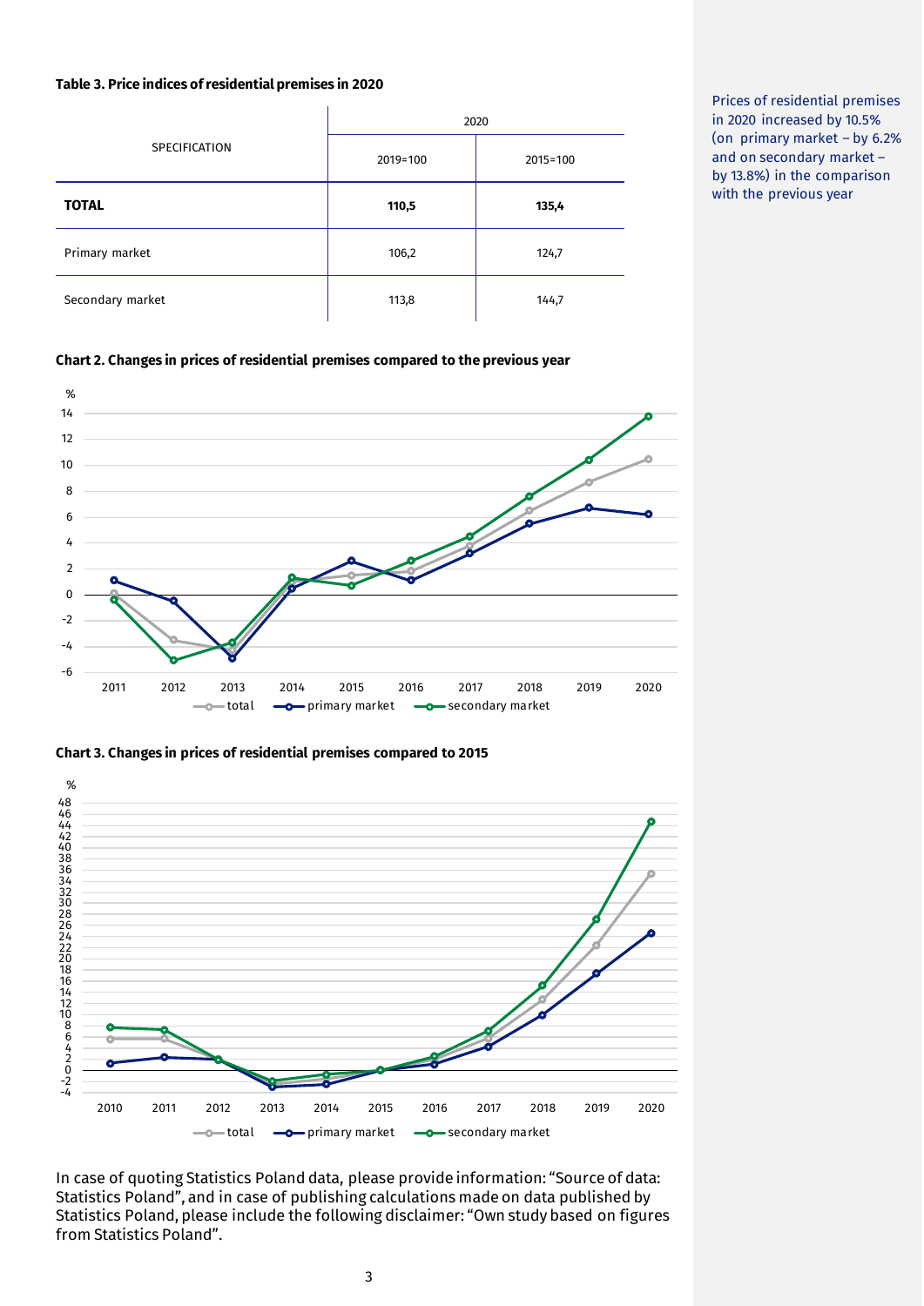**Table 3. Price indices of residential premises in 2020**

| SPECIFICATION | 2020 | |
|---|---|---|
| | 2019=100 | 2015=100 |
| **TOTAL** | **110,5** | **135,4** |
| Primary market | 106,2 | 124,7 |
| Secondary market | 113,8 | 144,7 |

Prices of residential premises in 2020 increased by 10.5% (on primary market – by 6.2% and on secondary market – by 13.8%) in the comparison with the previous year

**Chart 2. Changes in prices of residential premises compared to the previous year**

**Chart 3. Changes in prices of residential premises compared to 2015**

In case of quoting Statistics Poland data, please provide information: "Source of data: Statistics Poland", and in case of publishing calculations made on data published by Statistics Poland, please include the following disclaimer: "Own study based on figures from Statistics Poland".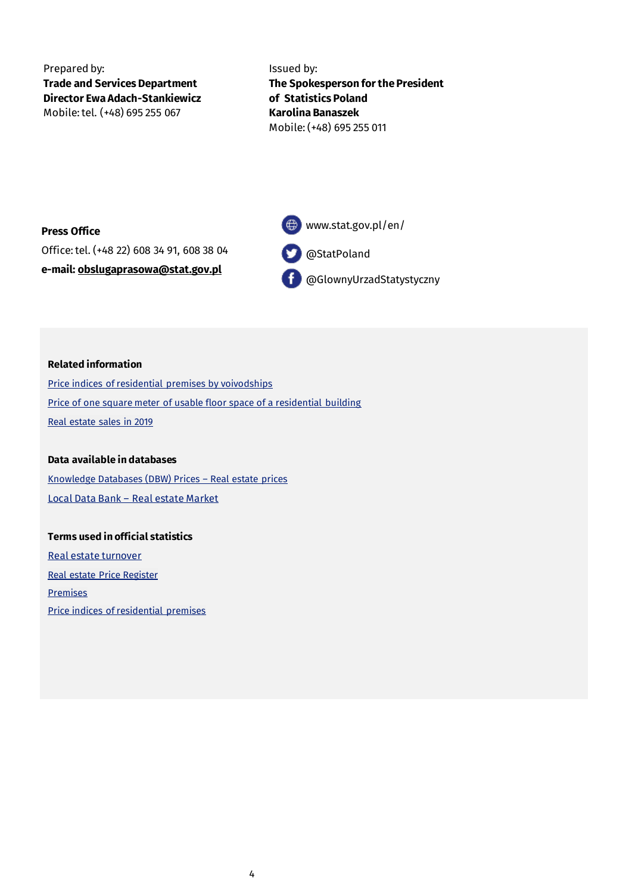Prepared by:
**Trade and Services Department**
**Director Ewa Adach-Stankiewicz**
Mobile: tel. (+48) 695 255 067

Issued by:
**The Spokesperson for the President of Statistics Poland**
**Karolina Banaszek**
Mobile: (+48) 695 255 011

**Press Office**
Office: tel. (+48 22) 608 34 91, 608 38 04
**e-mail: obslugaprasowa@stat.gov.pl**

www.stat.gov.pl/en/
@StatPoland
@GlownyUrzadStatystyczny

**Related information**

Price indices of residential premises by voivodships

Price of one square meter of usable floor space of a residential building

Real estate sales in 2019

**Data available in databases**

Knowledge Databases (DBW) Prices – Real estate prices

Local Data Bank – Real estate Market

**Terms used in official statistics**

Real estate turnover

Real estate Price Register

Premises

Price indices of residential premises